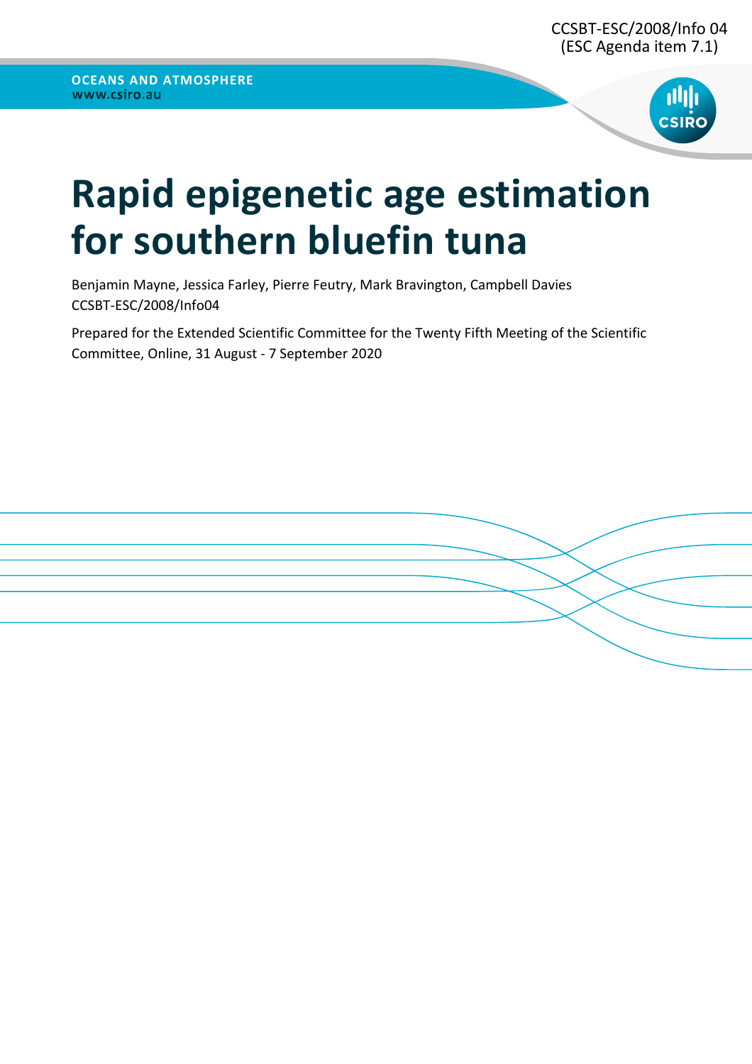CCSBT-ESC/2008/Info 04
(ESC Agenda item 7.1)

**OCEANS AND ATMOSPHERE**
**www.csiro.au**

# Rapid epigenetic age estimation for southern bluefin tuna

Benjamin Mayne, Jessica Farley, Pierre Feutry, Mark Bravington, Campbell Davies
CCSBT-ESC/2008/Info04

Prepared for the Extended Scientific Committee for the Twenty Fifth Meeting of the Scientific Committee, Online, 31 August - 7 September 2020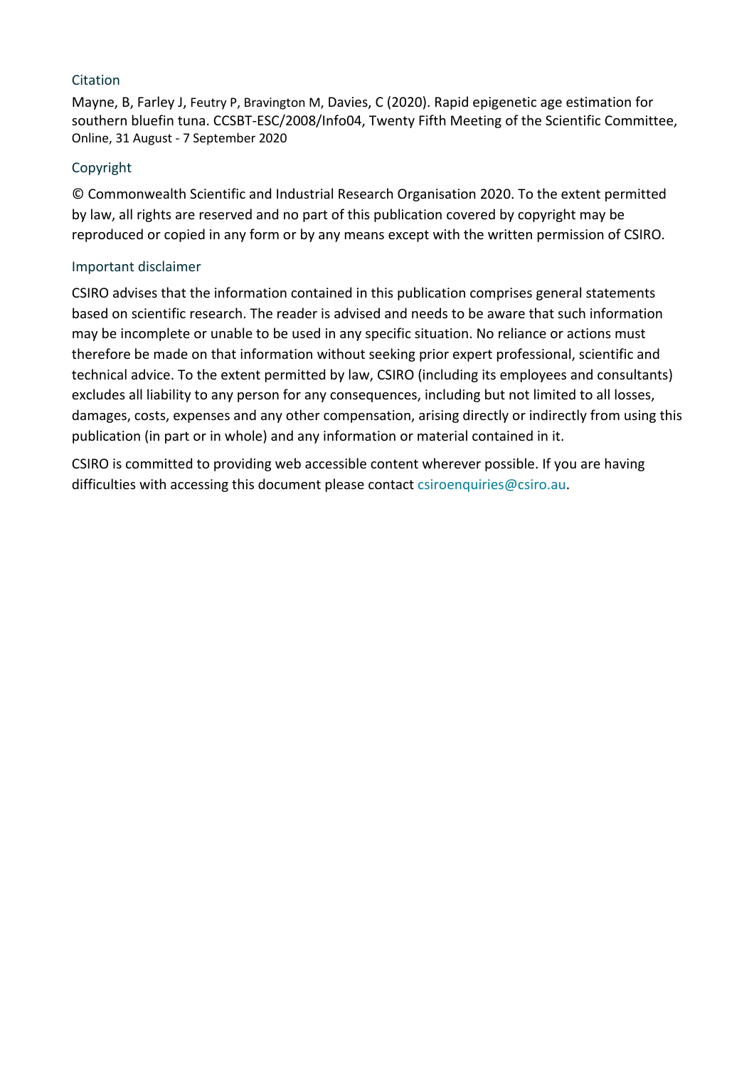### Citation

Mayne, B, Farley J, Feutry P, Bravington M, Davies, C (2020). Rapid epigenetic age estimation for southern bluefin tuna. CCSBT-ESC/2008/Info04, Twenty Fifth Meeting of the Scientific Committee, Online, 31 August - 7 September 2020

### Copyright

© Commonwealth Scientific and Industrial Research Organisation 2020. To the extent permitted by law, all rights are reserved and no part of this publication covered by copyright may be reproduced or copied in any form or by any means except with the written permission of CSIRO.

### Important disclaimer

CSIRO advises that the information contained in this publication comprises general statements based on scientific research. The reader is advised and needs to be aware that such information may be incomplete or unable to be used in any specific situation. No reliance or actions must therefore be made on that information without seeking prior expert professional, scientific and technical advice. To the extent permitted by law, CSIRO (including its employees and consultants) excludes all liability to any person for any consequences, including but not limited to all losses, damages, costs, expenses and any other compensation, arising directly or indirectly from using this publication (in part or in whole) and any information or material contained in it.

CSIRO is committed to providing web accessible content wherever possible. If you are having difficulties with accessing this document please contact csiroenquiries@csiro.au.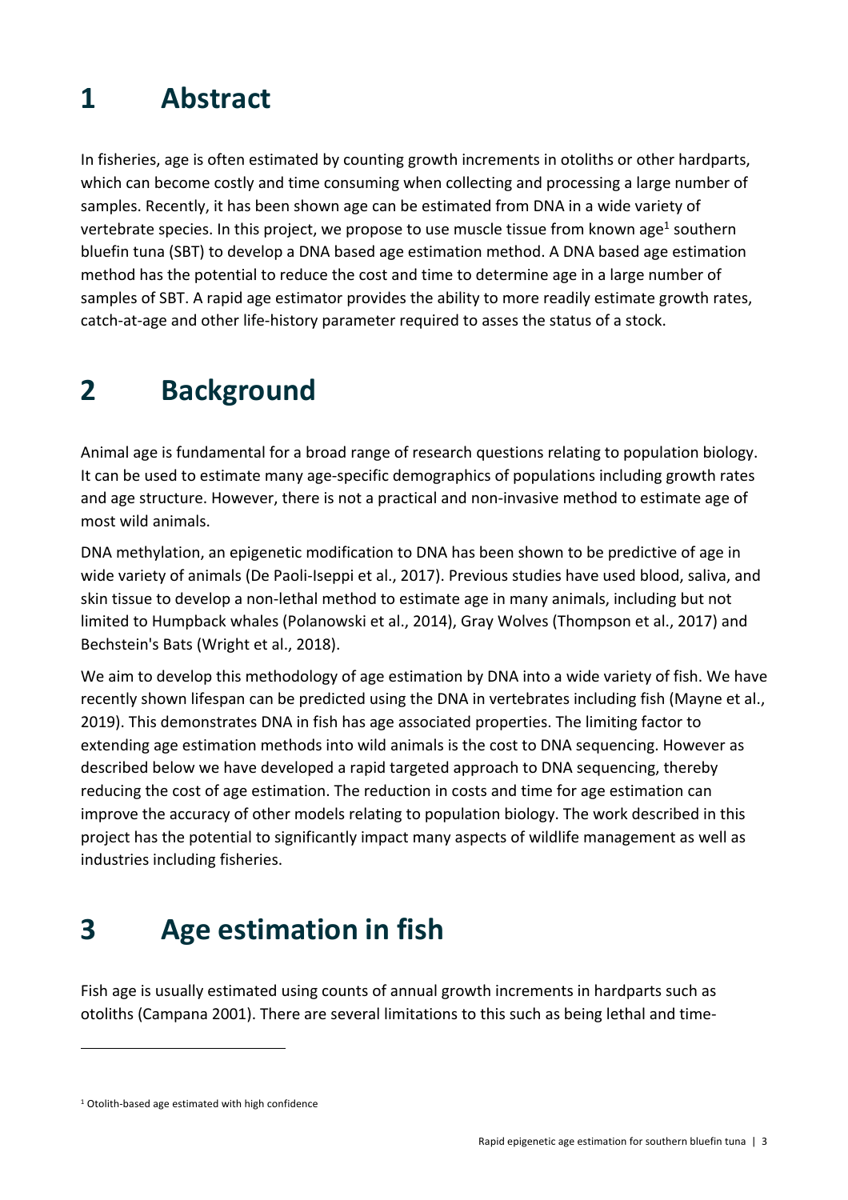# 1 Abstract

In fisheries, age is often estimated by counting growth increments in otoliths or other hardparts, which can become costly and time consuming when collecting and processing a large number of samples. Recently, it has been shown age can be estimated from DNA in a wide variety of vertebrate species. In this project, we propose to use muscle tissue from known age[1] southern bluefin tuna (SBT) to develop a DNA based age estimation method. A DNA based age estimation method has the potential to reduce the cost and time to determine age in a large number of samples of SBT. A rapid age estimator provides the ability to more readily estimate growth rates, catch-at-age and other life-history parameter required to asses the status of a stock.

# 2 Background

Animal age is fundamental for a broad range of research questions relating to population biology. It can be used to estimate many age-specific demographics of populations including growth rates and age structure. However, there is not a practical and non-invasive method to estimate age of most wild animals.

DNA methylation, an epigenetic modification to DNA has been shown to be predictive of age in wide variety of animals (De Paoli-Iseppi et al., 2017). Previous studies have used blood, saliva, and skin tissue to develop a non-lethal method to estimate age in many animals, including but not limited to Humpback whales (Polanowski et al., 2014), Gray Wolves (Thompson et al., 2017) and Bechstein's Bats (Wright et al., 2018).

We aim to develop this methodology of age estimation by DNA into a wide variety of fish. We have recently shown lifespan can be predicted using the DNA in vertebrates including fish (Mayne et al., 2019). This demonstrates DNA in fish has age associated properties. The limiting factor to extending age estimation methods into wild animals is the cost to DNA sequencing. However as described below we have developed a rapid targeted approach to DNA sequencing, thereby reducing the cost of age estimation. The reduction in costs and time for age estimation can improve the accuracy of other models relating to population biology. The work described in this project has the potential to significantly impact many aspects of wildlife management as well as industries including fisheries.

# 3 Age estimation in fish

Fish age is usually estimated using counts of annual growth increments in hardparts such as otoliths (Campana 2001). There are several limitations to this such as being lethal and time-

[1] Otolith-based age estimated with high confidence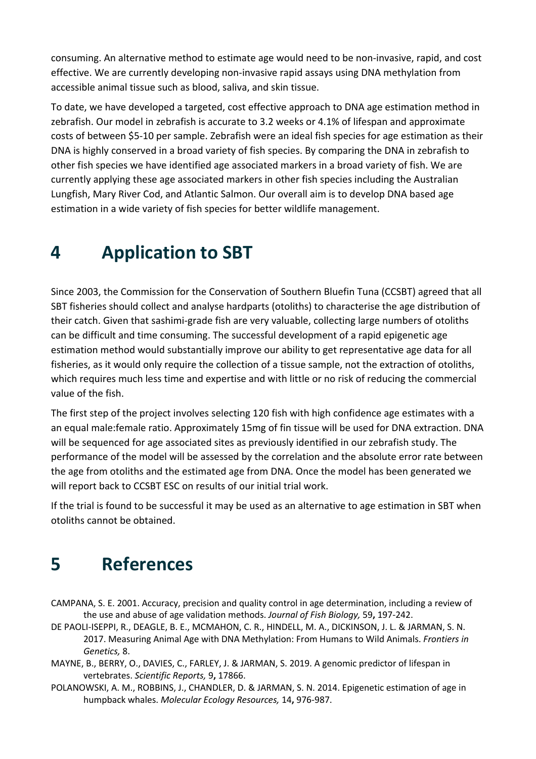consuming. An alternative method to estimate age would need to be non-invasive, rapid, and cost effective. We are currently developing non-invasive rapid assays using DNA methylation from accessible animal tissue such as blood, saliva, and skin tissue.

To date, we have developed a targeted, cost effective approach to DNA age estimation method in zebrafish. Our model in zebrafish is accurate to 3.2 weeks or 4.1% of lifespan and approximate costs of between $5-10 per sample. Zebrafish were an ideal fish species for age estimation as their DNA is highly conserved in a broad variety of fish species. By comparing the DNA in zebrafish to other fish species we have identified age associated markers in a broad variety of fish. We are currently applying these age associated markers in other fish species including the Australian Lungfish, Mary River Cod, and Atlantic Salmon. Our overall aim is to develop DNA based age estimation in a wide variety of fish species for better wildlife management.

# 4 Application to SBT

Since 2003, the Commission for the Conservation of Southern Bluefin Tuna (CCSBT) agreed that all SBT fisheries should collect and analyse hardparts (otoliths) to characterise the age distribution of their catch. Given that sashimi-grade fish are very valuable, collecting large numbers of otoliths can be difficult and time consuming. The successful development of a rapid epigenetic age estimation method would substantially improve our ability to get representative age data for all fisheries, as it would only require the collection of a tissue sample, not the extraction of otoliths, which requires much less time and expertise and with little or no risk of reducing the commercial value of the fish.

The first step of the project involves selecting 120 fish with high confidence age estimates with a an equal male:female ratio. Approximately 15mg of fin tissue will be used for DNA extraction. DNA will be sequenced for age associated sites as previously identified in our zebrafish study. The performance of the model will be assessed by the correlation and the absolute error rate between the age from otoliths and the estimated age from DNA. Once the model has been generated we will report back to CCSBT ESC on results of our initial trial work.

If the trial is found to be successful it may be used as an alternative to age estimation in SBT when otoliths cannot be obtained.

# 5 References

CAMPANA, S. E. 2001. Accuracy, precision and quality control in age determination, including a review of the use and abuse of age validation methods. *Journal of Fish Biology,* 59**,** 197-242.

DE PAOLI-ISEPPI, R., DEAGLE, B. E., MCMAHON, C. R., HINDELL, M. A., DICKINSON, J. L. & JARMAN, S. N. 2017. Measuring Animal Age with DNA Methylation: From Humans to Wild Animals. *Frontiers in Genetics,* 8.

MAYNE, B., BERRY, O., DAVIES, C., FARLEY, J. & JARMAN, S. 2019. A genomic predictor of lifespan in vertebrates. *Scientific Reports,* 9**,** 17866.

POLANOWSKI, A. M., ROBBINS, J., CHANDLER, D. & JARMAN, S. N. 2014. Epigenetic estimation of age in humpback whales. *Molecular Ecology Resources,* 14**,** 976-987.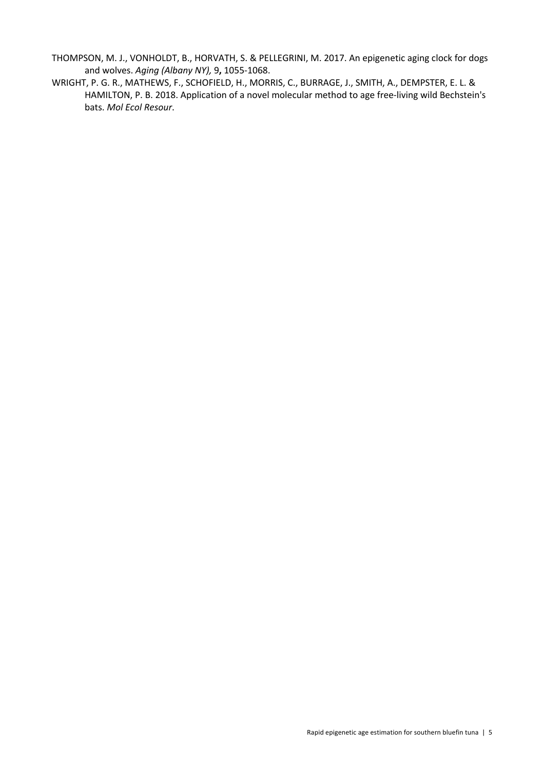THOMPSON, M. J., VONHOLDT, B., HORVATH, S. & PELLEGRINI, M. 2017. An epigenetic aging clock for dogs and wolves. *Aging (Albany NY),* 9**,** 1055-1068.

WRIGHT, P. G. R., MATHEWS, F., SCHOFIELD, H., MORRIS, C., BURRAGE, J., SMITH, A., DEMPSTER, E. L. & HAMILTON, P. B. 2018. Application of a novel molecular method to age free-living wild Bechstein's bats. *Mol Ecol Resour*.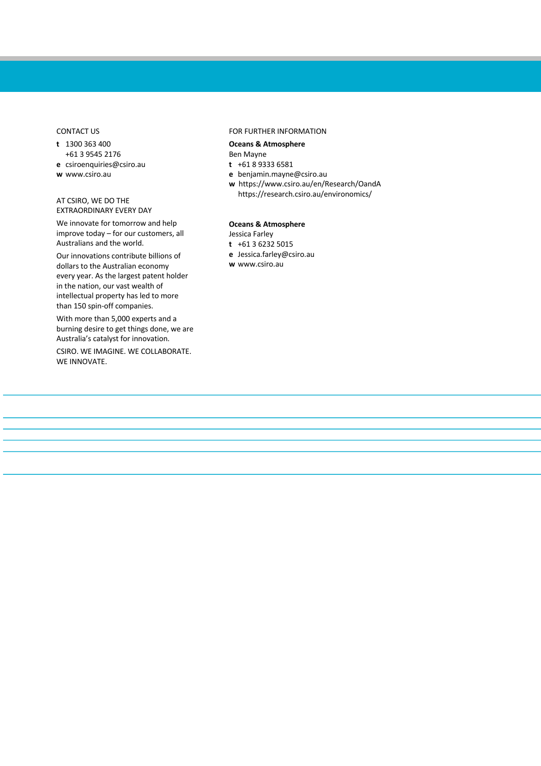CONTACT US

**t** 1300 363 400
+61 3 9545 2176
**e** csiroenquiries@csiro.au
**w** www.csiro.au

AT CSIRO, WE DO THE EXTRAORDINARY EVERY DAY

We innovate for tomorrow and help improve today – for our customers, all Australians and the world.

Our innovations contribute billions of dollars to the Australian economy every year. As the largest patent holder in the nation, our vast wealth of intellectual property has led to more than 150 spin-off companies.

With more than 5,000 experts and a burning desire to get things done, we are Australia's catalyst for innovation.

CSIRO. WE IMAGINE. WE COLLABORATE. WE INNOVATE.

FOR FURTHER INFORMATION

**Oceans & Atmosphere**
Ben Mayne
**t** +61 8 9333 6581
**e** benjamin.mayne@csiro.au
**w** https://www.csiro.au/en/Research/OandA
https://research.csiro.au/environomics/

**Oceans & Atmosphere**
Jessica Farley
**t** +61 3 6232 5015
**e** Jessica.farley@csiro.au
**w** www.csiro.au